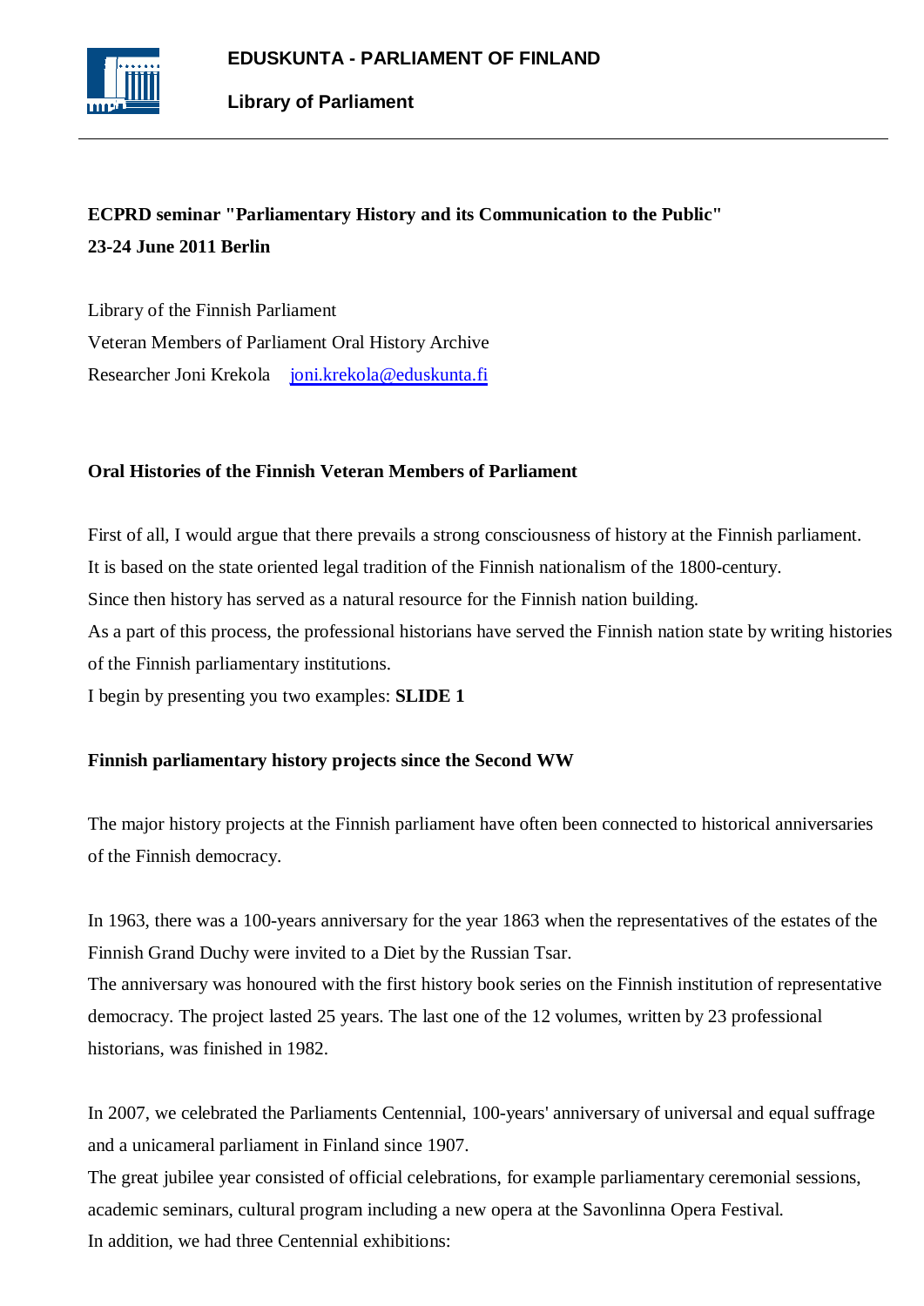**EDUSKUNTA - PARLIAMENT OF FINLAND**

**Library of Parliament**

---

**ECPRD seminar "Parliamentary History and its Communication to the Public"**
**23-24 June 2011 Berlin**

Library of the Finnish Parliament
Veteran Members of Parliament Oral History Archive
Researcher Joni Krekola joni.krekola@eduskunta.fi

## Oral Histories of the Finnish Veteran Members of Parliament

First of all, I would argue that there prevails a strong consciousness of history at the Finnish parliament.
It is based on the state oriented legal tradition of the Finnish nationalism of the 1800-century.
Since then history has served as a natural resource for the Finnish nation building.
As a part of this process, the professional historians have served the Finnish nation state by writing histories of the Finnish parliamentary institutions.
I begin by presenting you two examples: **SLIDE 1**

### Finnish parliamentary history projects since the Second WW

The major history projects at the Finnish parliament have often been connected to historical anniversaries of the Finnish democracy.

In 1963, there was a 100-years anniversary for the year 1863 when the representatives of the estates of the Finnish Grand Duchy were invited to a Diet by the Russian Tsar.
The anniversary was honoured with the first history book series on the Finnish institution of representative democracy. The project lasted 25 years. The last one of the 12 volumes, written by 23 professional historians, was finished in 1982.

In 2007, we celebrated the Parliaments Centennial, 100-years' anniversary of universal and equal suffrage and a unicameral parliament in Finland since 1907.
The great jubilee year consisted of official celebrations, for example parliamentary ceremonial sessions, academic seminars, cultural program including a new opera at the Savonlinna Opera Festival.
In addition, we had three Centennial exhibitions: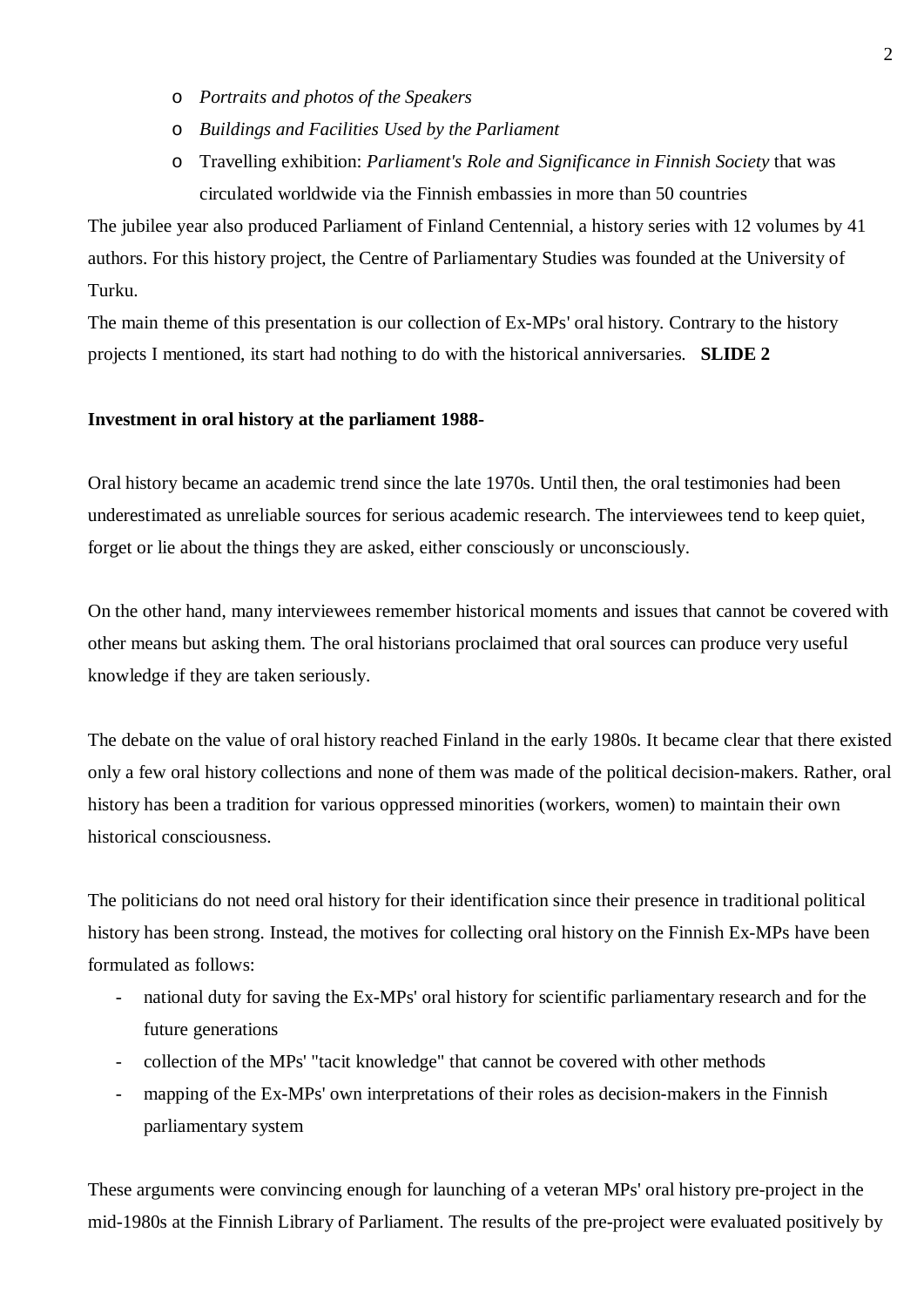- *Portraits and photos of the Speakers*
- *Buildings and Facilities Used by the Parliament*
- Travelling exhibition: *Parliament's Role and Significance in Finnish Society* that was circulated worldwide via the Finnish embassies in more than 50 countries

The jubilee year also produced Parliament of Finland Centennial, a history series with 12 volumes by 41 authors. For this history project, the Centre of Parliamentary Studies was founded at the University of Turku.

The main theme of this presentation is our collection of Ex-MPs' oral history. Contrary to the history projects I mentioned, its start had nothing to do with the historical anniversaries. **SLIDE 2**

**Investment in oral history at the parliament 1988-**

Oral history became an academic trend since the late 1970s. Until then, the oral testimonies had been underestimated as unreliable sources for serious academic research. The interviewees tend to keep quiet, forget or lie about the things they are asked, either consciously or unconsciously.

On the other hand, many interviewees remember historical moments and issues that cannot be covered with other means but asking them. The oral historians proclaimed that oral sources can produce very useful knowledge if they are taken seriously.

The debate on the value of oral history reached Finland in the early 1980s. It became clear that there existed only a few oral history collections and none of them was made of the political decision-makers. Rather, oral history has been a tradition for various oppressed minorities (workers, women) to maintain their own historical consciousness.

The politicians do not need oral history for their identification since their presence in traditional political history has been strong. Instead, the motives for collecting oral history on the Finnish Ex-MPs have been formulated as follows:

- national duty for saving the Ex-MPs' oral history for scientific parliamentary research and for the future generations
- collection of the MPs' "tacit knowledge" that cannot be covered with other methods
- mapping of the Ex-MPs' own interpretations of their roles as decision-makers in the Finnish parliamentary system

These arguments were convincing enough for launching of a veteran MPs' oral history pre-project in the mid-1980s at the Finnish Library of Parliament. The results of the pre-project were evaluated positively by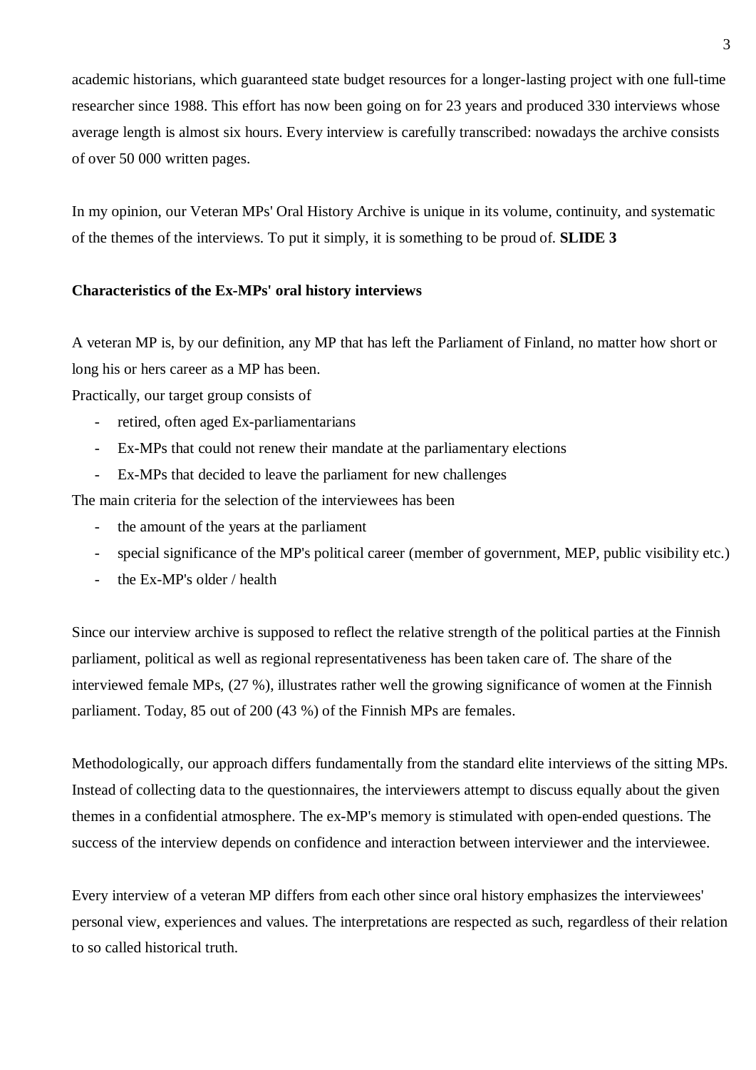academic historians, which guaranteed state budget resources for a longer-lasting project with one full-time researcher since 1988. This effort has now been going on for 23 years and produced 330 interviews whose average length is almost six hours. Every interview is carefully transcribed: nowadays the archive consists of over 50 000 written pages.

In my opinion, our Veteran MPs' Oral History Archive is unique in its volume, continuity, and systematic of the themes of the interviews. To put it simply, it is something to be proud of. **SLIDE 3**

**Characteristics of the Ex-MPs' oral history interviews**

A veteran MP is, by our definition, any MP that has left the Parliament of Finland, no matter how short or long his or hers career as a MP has been.
Practically, our target group consists of

- retired, often aged Ex-parliamentarians
- Ex-MPs that could not renew their mandate at the parliamentary elections
- Ex-MPs that decided to leave the parliament for new challenges

The main criteria for the selection of the interviewees has been

- the amount of the years at the parliament
- special significance of the MP's political career (member of government, MEP, public visibility etc.)
- the Ex-MP's older / health

Since our interview archive is supposed to reflect the relative strength of the political parties at the Finnish parliament, political as well as regional representativeness has been taken care of. The share of the interviewed female MPs, (27 %), illustrates rather well the growing significance of women at the Finnish parliament. Today, 85 out of 200 (43 %) of the Finnish MPs are females.

Methodologically, our approach differs fundamentally from the standard elite interviews of the sitting MPs. Instead of collecting data to the questionnaires, the interviewers attempt to discuss equally about the given themes in a confidential atmosphere. The ex-MP's memory is stimulated with open-ended questions. The success of the interview depends on confidence and interaction between interviewer and the interviewee.

Every interview of a veteran MP differs from each other since oral history emphasizes the interviewees' personal view, experiences and values. The interpretations are respected as such, regardless of their relation to so called historical truth.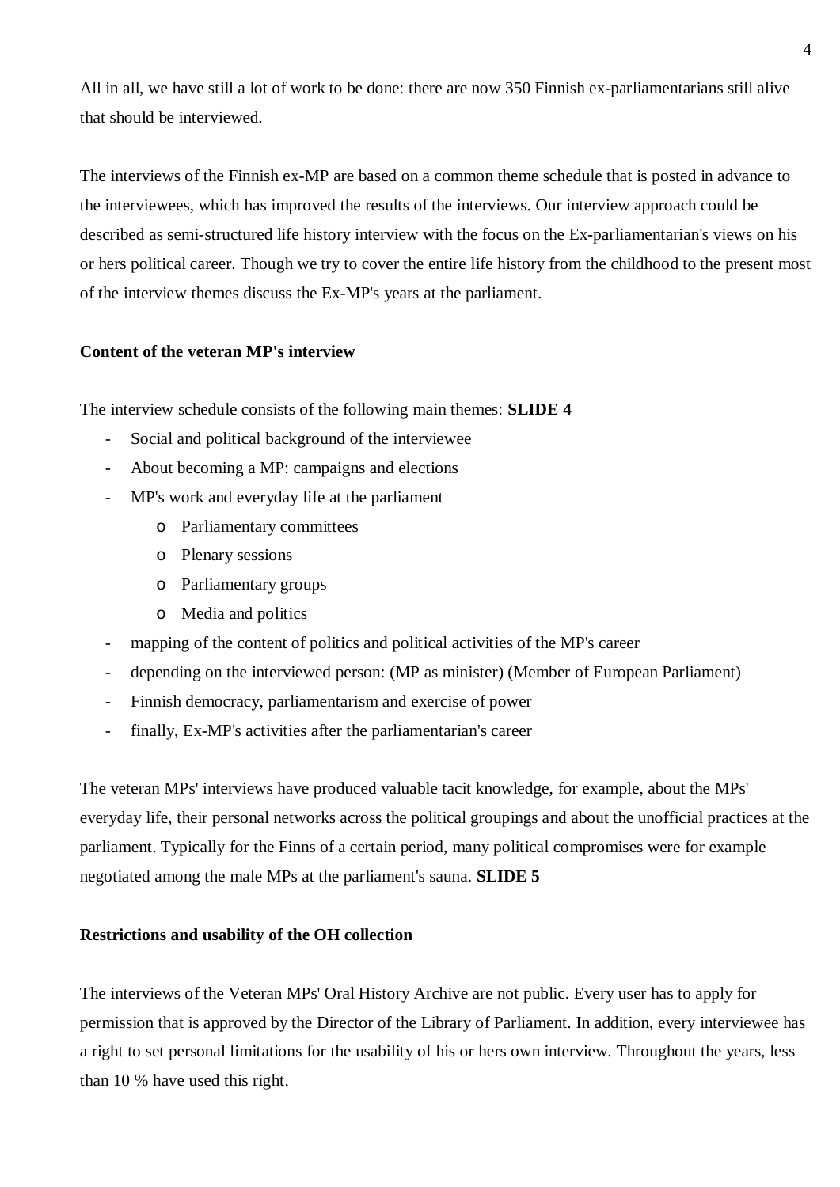All in all, we have still a lot of work to be done: there are now 350 Finnish ex-parliamentarians still alive that should be interviewed.

The interviews of the Finnish ex-MP are based on a common theme schedule that is posted in advance to the interviewees, which has improved the results of the interviews. Our interview approach could be described as semi-structured life history interview with the focus on the Ex-parliamentarian's views on his or hers political career. Though we try to cover the entire life history from the childhood to the present most of the interview themes discuss the Ex-MP's years at the parliament.

**Content of the veteran MP's interview**

The interview schedule consists of the following main themes: **SLIDE 4**

- Social and political background of the interviewee
- About becoming a MP: campaigns and elections
- MP's work and everyday life at the parliament
    - Parliamentary committees
    - Plenary sessions
    - Parliamentary groups
    - Media and politics
- mapping of the content of politics and political activities of the MP's career
- depending on the interviewed person: (MP as minister) (Member of European Parliament)
- Finnish democracy, parliamentarism and exercise of power
- finally, Ex-MP's activities after the parliamentarian's career

The veteran MPs' interviews have produced valuable tacit knowledge, for example, about the MPs' everyday life, their personal networks across the political groupings and about the unofficial practices at the parliament. Typically for the Finns of a certain period, many political compromises were for example negotiated among the male MPs at the parliament's sauna. **SLIDE 5**

**Restrictions and usability of the OH collection**

The interviews of the Veteran MPs' Oral History Archive are not public. Every user has to apply for permission that is approved by the Director of the Library of Parliament. In addition, every interviewee has a right to set personal limitations for the usability of his or hers own interview. Throughout the years, less than 10 % have used this right.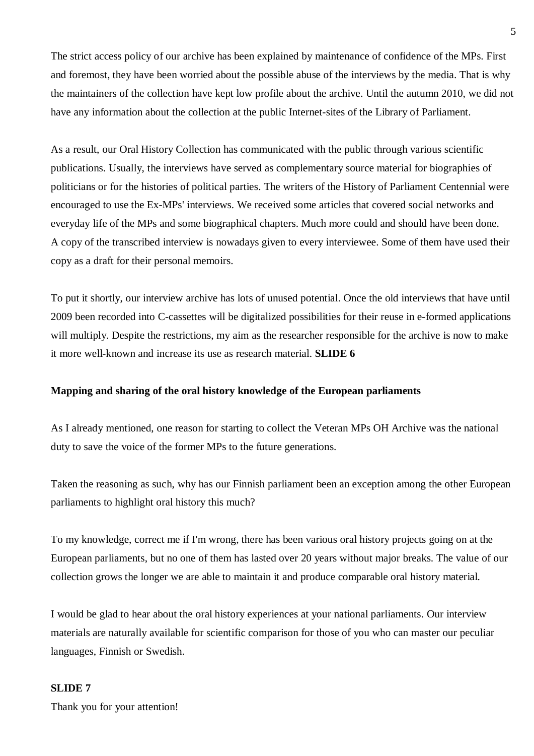The strict access policy of our archive has been explained by maintenance of confidence of the MPs. First and foremost, they have been worried about the possible abuse of the interviews by the media. That is why the maintainers of the collection have kept low profile about the archive. Until the autumn 2010, we did not have any information about the collection at the public Internet-sites of the Library of Parliament.

As a result, our Oral History Collection has communicated with the public through various scientific publications. Usually, the interviews have served as complementary source material for biographies of politicians or for the histories of political parties. The writers of the History of Parliament Centennial were encouraged to use the Ex-MPs' interviews. We received some articles that covered social networks and everyday life of the MPs and some biographical chapters. Much more could and should have been done. A copy of the transcribed interview is nowadays given to every interviewee. Some of them have used their copy as a draft for their personal memoirs.

To put it shortly, our interview archive has lots of unused potential. Once the old interviews that have until 2009 been recorded into C-cassettes will be digitalized possibilities for their reuse in e-formed applications will multiply. Despite the restrictions, my aim as the researcher responsible for the archive is now to make it more well-known and increase its use as research material. **SLIDE 6**

**Mapping and sharing of the oral history knowledge of the European parliaments**

As I already mentioned, one reason for starting to collect the Veteran MPs OH Archive was the national duty to save the voice of the former MPs to the future generations.

Taken the reasoning as such, why has our Finnish parliament been an exception among the other European parliaments to highlight oral history this much?

To my knowledge, correct me if I'm wrong, there has been various oral history projects going on at the European parliaments, but no one of them has lasted over 20 years without major breaks. The value of our collection grows the longer we are able to maintain it and produce comparable oral history material.

I would be glad to hear about the oral history experiences at your national parliaments. Our interview materials are naturally available for scientific comparison for those of you who can master our peculiar languages, Finnish or Swedish.

**SLIDE 7**

Thank you for your attention!